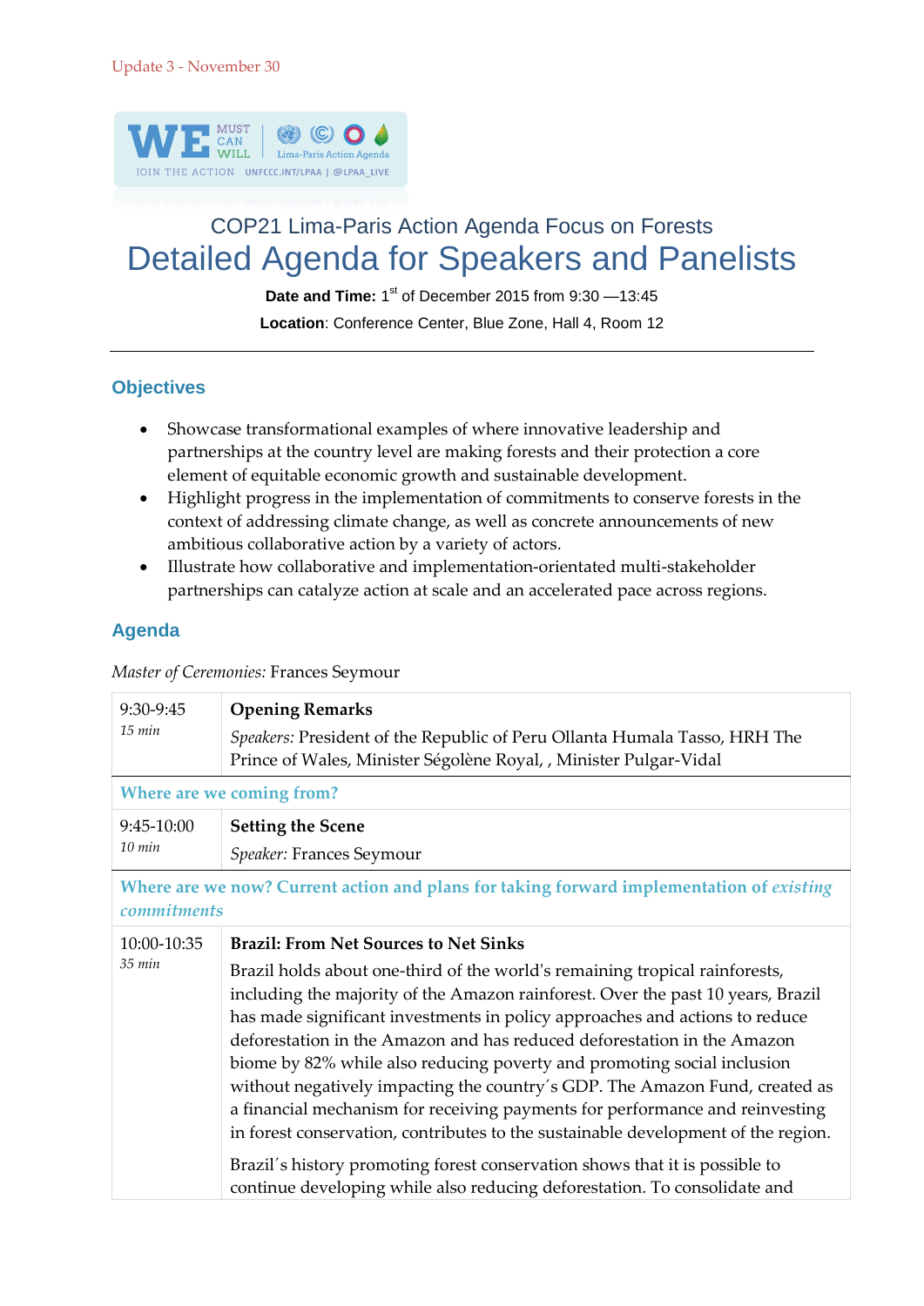Update 3 - November 30

WE MUST CAN WILL

JOIN THE ACTION UNFCCC.INT/LPAA | @LPAA_LIVE

Lima-Paris Action Agenda

## COP21 Lima-Paris Action Agenda Focus on Forests

# Detailed Agenda for Speakers and Panelists

**Date and Time:** 1st of December 2015 from 9:30 —13:45

**Location**: Conference Center, Blue Zone, Hall 4, Room 12

---

## Objectives

- Showcase transformational examples of where innovative leadership and partnerships at the country level are making forests and their protection a core element of equitable economic growth and sustainable development.
- Highlight progress in the implementation of commitments to conserve forests in the context of addressing climate change, as well as concrete announcements of new ambitious collaborative action by a variety of actors.
- Illustrate how collaborative and implementation-orientated multi-stakeholder partnerships can catalyze action at scale and an accelerated pace across regions.

## Agenda

*Master of Ceremonies:* Frances Seymour

| | |
|---|---|
| 9:30-9:45<br>*15 min* | **Opening Remarks**<br>*Speakers:* President of the Republic of Peru Ollanta Humala Tasso, HRH The Prince of Wales, Minister Ségolène Royal, , Minister Pulgar-Vidal |
| **Where are we coming from?** | |
| 9:45-10:00<br>*10 min* | **Setting the Scene**<br>*Speaker:* Frances Seymour |
| **Where are we now? Current action and plans for taking forward implementation of *existing commitments*** | |
| 10:00-10:35<br>*35 min* | **Brazil: From Net Sources to Net Sinks**<br>Brazil holds about one-third of the world's remaining tropical rainforests, including the majority of the Amazon rainforest. Over the past 10 years, Brazil has made significant investments in policy approaches and actions to reduce deforestation in the Amazon and has reduced deforestation in the Amazon biome by 82% while also reducing poverty and promoting social inclusion without negatively impacting the country´s GDP. The Amazon Fund, created as a financial mechanism for receiving payments for performance and reinvesting in forest conservation, contributes to the sustainable development of the region.<br><br>Brazil´s history promoting forest conservation shows that it is possible to continue developing while also reducing deforestation. To consolidate and |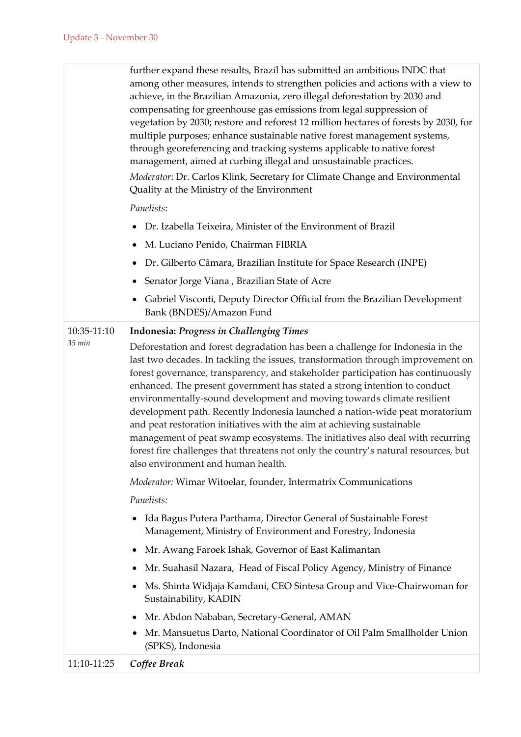Update 3 - November 30

| | |
|---|---|
| | further expand these results, Brazil has submitted an ambitious INDC that among other measures, intends to strengthen policies and actions with a view to achieve, in the Brazilian Amazonia, zero illegal deforestation by 2030 and compensating for greenhouse gas emissions from legal suppression of vegetation by 2030; restore and reforest 12 million hectares of forests by 2030, for multiple purposes; enhance sustainable native forest management systems, through georeferencing and tracking systems applicable to native forest management, aimed at curbing illegal and unsustainable practices.<br>*Moderator*: Dr. Carlos Klink, Secretary for Climate Change and Environmental Quality at the Ministry of the Environment<br>*Panelists*:<br>• Dr. Izabella Teixeira, Minister of the Environment of Brazil<br>• M. Luciano Penido, Chairman FIBRIA<br>• Dr. Gilberto Câmara, Brazilian Institute for Space Research (INPE)<br>• Senator Jorge Viana , Brazilian State of Acre<br>• Gabriel Visconti, Deputy Director Official from the Brazilian Development Bank (BNDES)/Amazon Fund |
| 10:35-11:10<br>*35 min* | **Indonesia: *Progress in Challenging Times***<br>Deforestation and forest degradation has been a challenge for Indonesia in the last two decades. In tackling the issues, transformation through improvement on forest governance, transparency, and stakeholder participation has continuously enhanced. The present government has stated a strong intention to conduct environmentally-sound development and moving towards climate resilient development path. Recently Indonesia launched a nation-wide peat moratorium and peat restoration initiatives with the aim at achieving sustainable management of peat swamp ecosystems. The initiatives also deal with recurring forest fire challenges that threatens not only the country's natural resources, but also environment and human health.<br>*Moderator:* Wimar Witoelar, founder, Intermatrix Communications<br>*Panelists:*<br>• Ida Bagus Putera Parthama, Director General of Sustainable Forest Management, Ministry of Environment and Forestry, Indonesia<br>• Mr. Awang Faroek Ishak, Governor of East Kalimantan<br>• Mr. Suahasil Nazara, Head of Fiscal Policy Agency, Ministry of Finance<br>• Ms. Shinta Widjaja Kamdani, CEO Sintesa Group and Vice-Chairwoman for Sustainability, KADIN<br>• Mr. Abdon Nababan, Secretary-General, AMAN<br>• Mr. Mansuetus Darto, National Coordinator of Oil Palm Smallholder Union (SPKS), Indonesia |
| 11:10-11:25 | ***Coffee Break*** |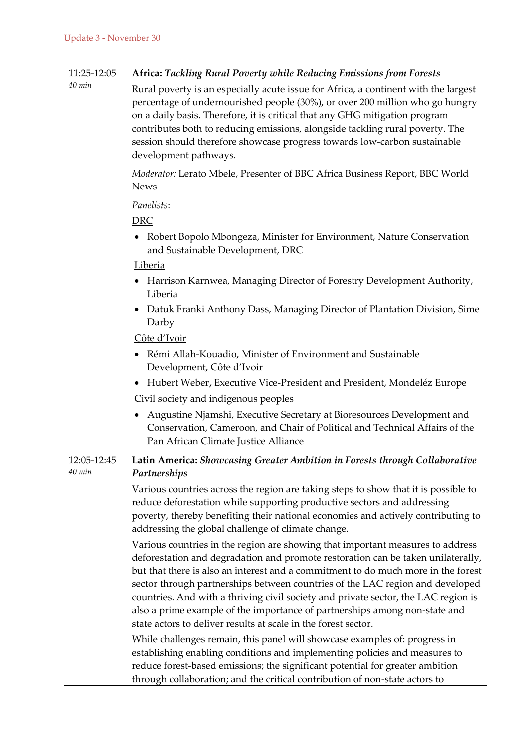| | |
|---|---|
| 11:25-12:05<br>*40 min* | **Africa:** ***Tackling Rural Poverty while Reducing Emissions from Forests***<br><br>Rural poverty is an especially acute issue for Africa, a continent with the largest percentage of undernourished people (30%), or over 200 million who go hungry on a daily basis. Therefore, it is critical that any GHG mitigation program contributes both to reducing emissions, alongside tackling rural poverty. The session should therefore showcase progress towards low-carbon sustainable development pathways.<br><br>*Moderator:* Lerato Mbele, Presenter of BBC Africa Business Report, BBC World News<br><br>*Panelists*:<br><br><u>DRC</u><br>• Robert Bopolo Mbongeza, Minister for Environment, Nature Conservation and Sustainable Development, DRC<br><br><u>Liberia</u><br>• Harrison Karnwea, Managing Director of Forestry Development Authority, Liberia<br>• Datuk Franki Anthony Dass, Managing Director of Plantation Division, Sime Darby<br><br><u>Côte d'Ivoir</u><br>• Rémi Allah-Kouadio, Minister of Environment and Sustainable Development, Côte d'Ivoir<br>• Hubert Weber**,** Executive Vice-President and President, Mondeléz Europe<br><br><u>Civil society and indigenous peoples</u><br>• Augustine Njamshi, Executive Secretary at Bioresources Development and Conservation, Cameroon, and Chair of Political and Technical Affairs of the Pan African Climate Justice Alliance |
| 12:05-12:45<br>*40 min* | **Latin America:** ***Showcasing Greater Ambition in Forests through Collaborative Partnerships***<br><br>Various countries across the region are taking steps to show that it is possible to reduce deforestation while supporting productive sectors and addressing poverty, thereby benefiting their national economies and actively contributing to addressing the global challenge of climate change.<br><br>Various countries in the region are showing that important measures to address deforestation and degradation and promote restoration can be taken unilaterally, but that there is also an interest and a commitment to do much more in the forest sector through partnerships between countries of the LAC region and developed countries. And with a thriving civil society and private sector, the LAC region is also a prime example of the importance of partnerships among non-state and state actors to deliver results at scale in the forest sector.<br><br>While challenges remain, this panel will showcase examples of: progress in establishing enabling conditions and implementing policies and measures to reduce forest-based emissions; the significant potential for greater ambition through collaboration; and the critical contribution of non-state actors to |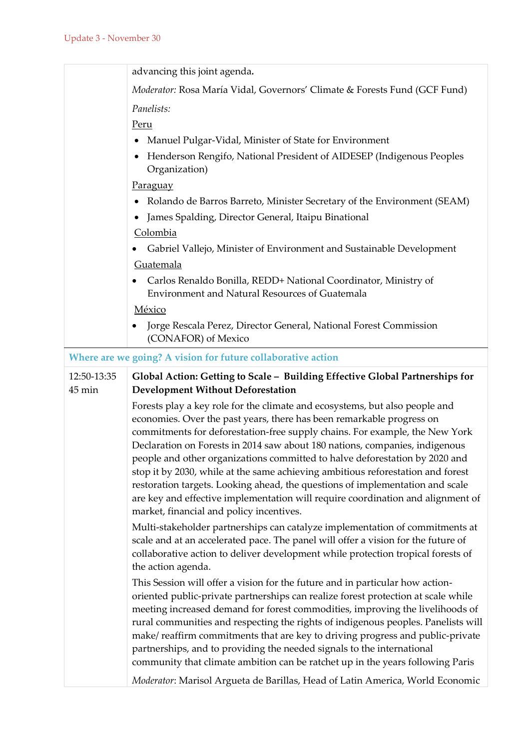| | |
|---|---|
| | advancing this joint agenda.<br><br>*Moderator:* Rosa María Vidal, Governors' Climate & Forests Fund (GCF Fund)<br><br>*Panelists:*<br><br><u>Peru</u><br>• Manuel Pulgar-Vidal, Minister of State for Environment<br>• Henderson Rengifo, National President of AIDESEP (Indigenous Peoples Organization)<br><br><u>Paraguay</u><br>• Rolando de Barros Barreto, Minister Secretary of the Environment (SEAM)<br>• James Spalding, Director General, Itaipu Binational<br><br><u>Colombia</u><br>• Gabriel Vallejo, Minister of Environment and Sustainable Development<br><br><u>Guatemala</u><br>• Carlos Renaldo Bonilla, REDD+ National Coordinator, Ministry of Environment and Natural Resources of Guatemala<br><br><u>México</u><br>• Jorge Rescala Perez, Director General, National Forest Commission (CONAFOR) of Mexico |
| **Where are we going? A vision for future collaborative action** | |
| 12:50-13:35<br>45 min | **Global Action: Getting to Scale – Building Effective Global Partnerships for Development Without Deforestation**<br><br>Forests play a key role for the climate and ecosystems, but also people and economies. Over the past years, there has been remarkable progress on commitments for deforestation-free supply chains. For example, the New York Declaration on Forests in 2014 saw about 180 nations, companies, indigenous people and other organizations committed to halve deforestation by 2020 and stop it by 2030, while at the same achieving ambitious reforestation and forest restoration targets. Looking ahead, the questions of implementation and scale are key and effective implementation will require coordination and alignment of market, financial and policy incentives.<br><br>Multi-stakeholder partnerships can catalyze implementation of commitments at scale and at an accelerated pace. The panel will offer a vision for the future of collaborative action to deliver development while protection tropical forests of the action agenda.<br><br>This Session will offer a vision for the future and in particular how action-oriented public-private partnerships can realize forest protection at scale while meeting increased demand for forest commodities, improving the livelihoods of rural communities and respecting the rights of indigenous peoples. Panelists will make/ reaffirm commitments that are key to driving progress and public-private partnerships, and to providing the needed signals to the international community that climate ambition can be ratchet up in the years following Paris<br><br>*Moderator*: Marisol Argueta de Barillas, Head of Latin America, World Economic |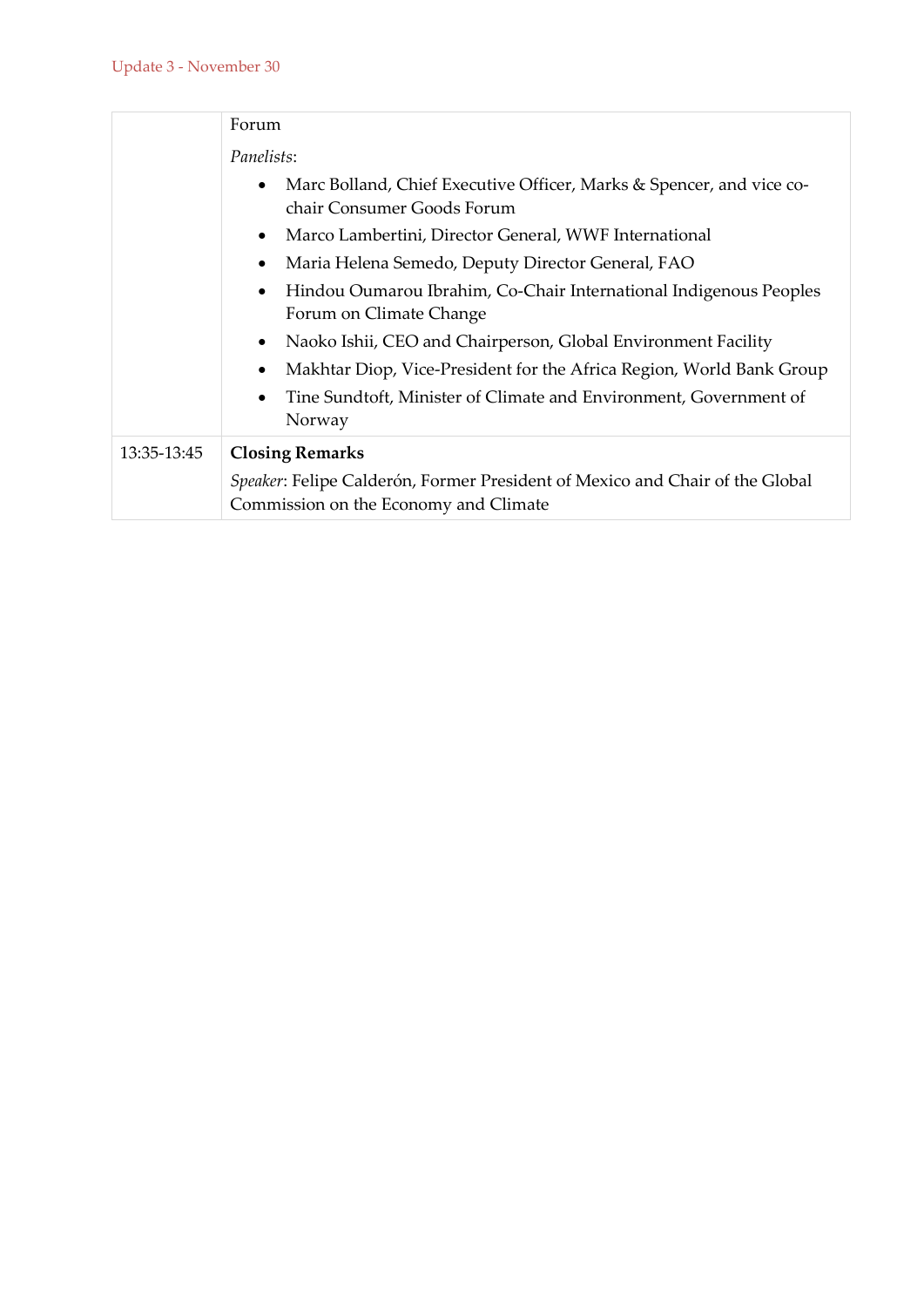| | |
|---|---|
| | Forum<br><br>*Panelists*:<br>• Marc Bolland, Chief Executive Officer, Marks & Spencer, and vice co-chair Consumer Goods Forum<br>• Marco Lambertini, Director General, WWF International<br>• Maria Helena Semedo, Deputy Director General, FAO<br>• Hindou Oumarou Ibrahim, Co-Chair International Indigenous Peoples Forum on Climate Change<br>• Naoko Ishii, CEO and Chairperson, Global Environment Facility<br>• Makhtar Diop, Vice-President for the Africa Region, World Bank Group<br>• Tine Sundtoft, Minister of Climate and Environment, Government of Norway |
| 13:35-13:45 | **Closing Remarks**<br><br>*Speaker*: Felipe Calderón, Former President of Mexico and Chair of the Global Commission on the Economy and Climate |